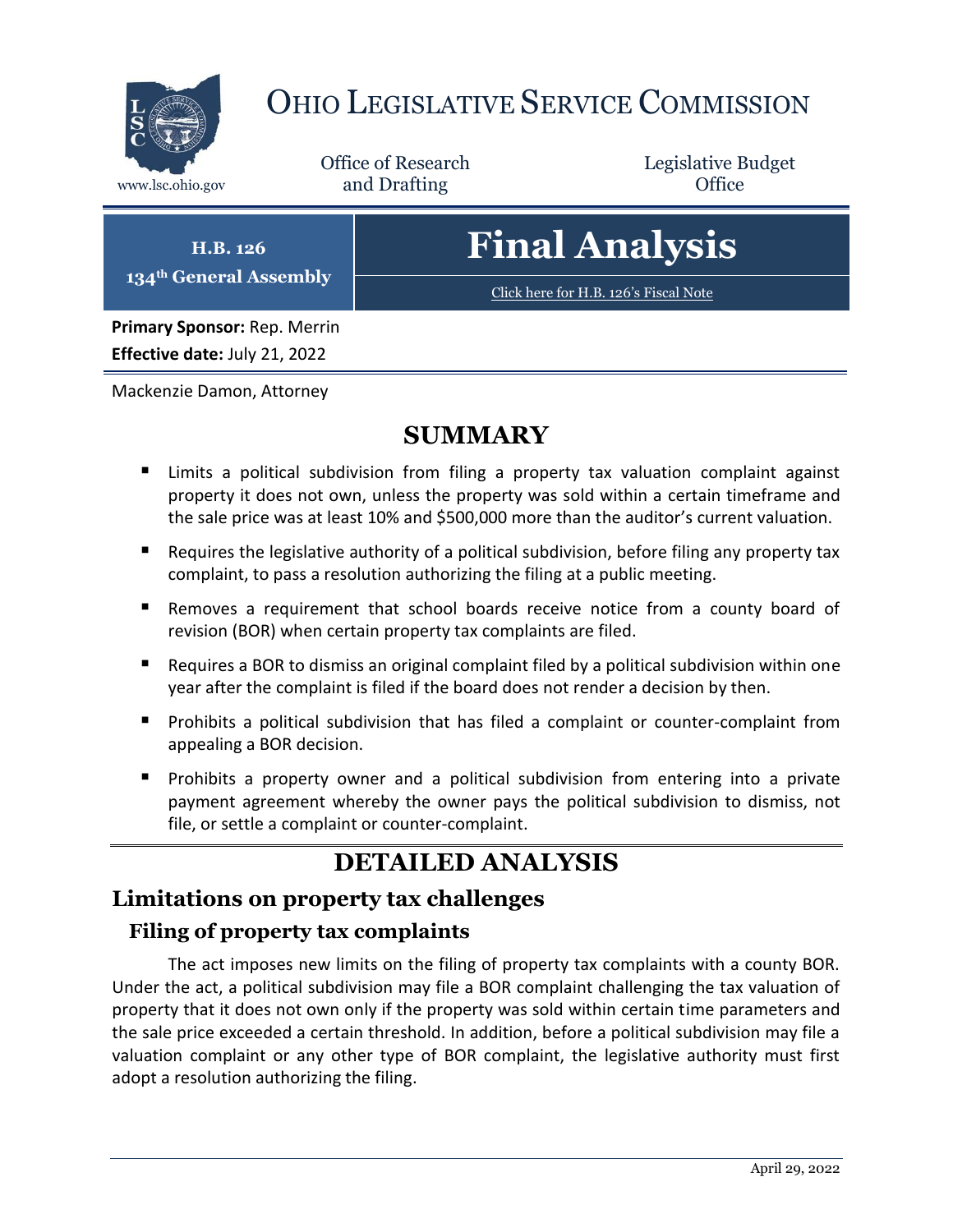# OHIO LEGISLATIVE SERVICE COMMISSION

www.lsc.ohio.gov

Office of Research and Drafting

Legislative Budget Office

**H.B. 126**
**134th General Assembly**

# Final Analysis

Click here for H.B. 126's Fiscal Note

**Primary Sponsor:** Rep. Merrin
**Effective date:** July 21, 2022

Mackenzie Damon, Attorney

## SUMMARY

- Limits a political subdivision from filing a property tax valuation complaint against property it does not own, unless the property was sold within a certain timeframe and the sale price was at least 10% and $500,000 more than the auditor's current valuation.
- Requires the legislative authority of a political subdivision, before filing any property tax complaint, to pass a resolution authorizing the filing at a public meeting.
- Removes a requirement that school boards receive notice from a county board of revision (BOR) when certain property tax complaints are filed.
- Requires a BOR to dismiss an original complaint filed by a political subdivision within one year after the complaint is filed if the board does not render a decision by then.
- Prohibits a political subdivision that has filed a complaint or counter-complaint from appealing a BOR decision.
- Prohibits a property owner and a political subdivision from entering into a private payment agreement whereby the owner pays the political subdivision to dismiss, not file, or settle a complaint or counter-complaint.

## DETAILED ANALYSIS

## Limitations on property tax challenges

### Filing of property tax complaints

The act imposes new limits on the filing of property tax complaints with a county BOR. Under the act, a political subdivision may file a BOR complaint challenging the tax valuation of property that it does not own only if the property was sold within certain time parameters and the sale price exceeded a certain threshold. In addition, before a political subdivision may file a valuation complaint or any other type of BOR complaint, the legislative authority must first adopt a resolution authorizing the filing.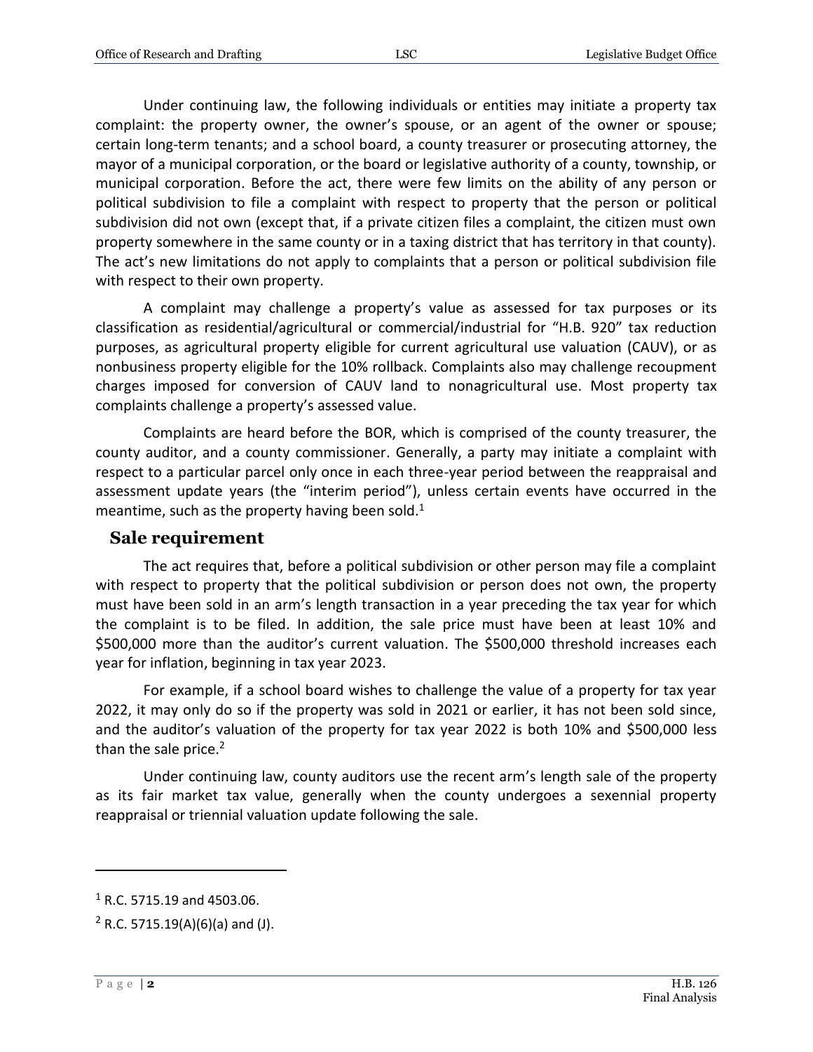Under continuing law, the following individuals or entities may initiate a property tax complaint: the property owner, the owner's spouse, or an agent of the owner or spouse; certain long-term tenants; and a school board, a county treasurer or prosecuting attorney, the mayor of a municipal corporation, or the board or legislative authority of a county, township, or municipal corporation. Before the act, there were few limits on the ability of any person or political subdivision to file a complaint with respect to property that the person or political subdivision did not own (except that, if a private citizen files a complaint, the citizen must own property somewhere in the same county or in a taxing district that has territory in that county). The act's new limitations do not apply to complaints that a person or political subdivision file with respect to their own property.

A complaint may challenge a property's value as assessed for tax purposes or its classification as residential/agricultural or commercial/industrial for "H.B. 920" tax reduction purposes, as agricultural property eligible for current agricultural use valuation (CAUV), or as nonbusiness property eligible for the 10% rollback. Complaints also may challenge recoupment charges imposed for conversion of CAUV land to nonagricultural use. Most property tax complaints challenge a property's assessed value.

Complaints are heard before the BOR, which is comprised of the county treasurer, the county auditor, and a county commissioner. Generally, a party may initiate a complaint with respect to a particular parcel only once in each three-year period between the reappraisal and assessment update years (the "interim period"), unless certain events have occurred in the meantime, such as the property having been sold.[1]

## Sale requirement

The act requires that, before a political subdivision or other person may file a complaint with respect to property that the political subdivision or person does not own, the property must have been sold in an arm's length transaction in a year preceding the tax year for which the complaint is to be filed. In addition, the sale price must have been at least 10% and $500,000 more than the auditor's current valuation. The $500,000 threshold increases each year for inflation, beginning in tax year 2023.

For example, if a school board wishes to challenge the value of a property for tax year 2022, it may only do so if the property was sold in 2021 or earlier, it has not been sold since, and the auditor's valuation of the property for tax year 2022 is both 10% and $500,000 less than the sale price.[2]

Under continuing law, county auditors use the recent arm's length sale of the property as its fair market tax value, generally when the county undergoes a sexennial property reappraisal or triennial valuation update following the sale.

---

[1] R.C. 5715.19 and 4503.06.

[2] R.C. 5715.19(A)(6)(a) and (J).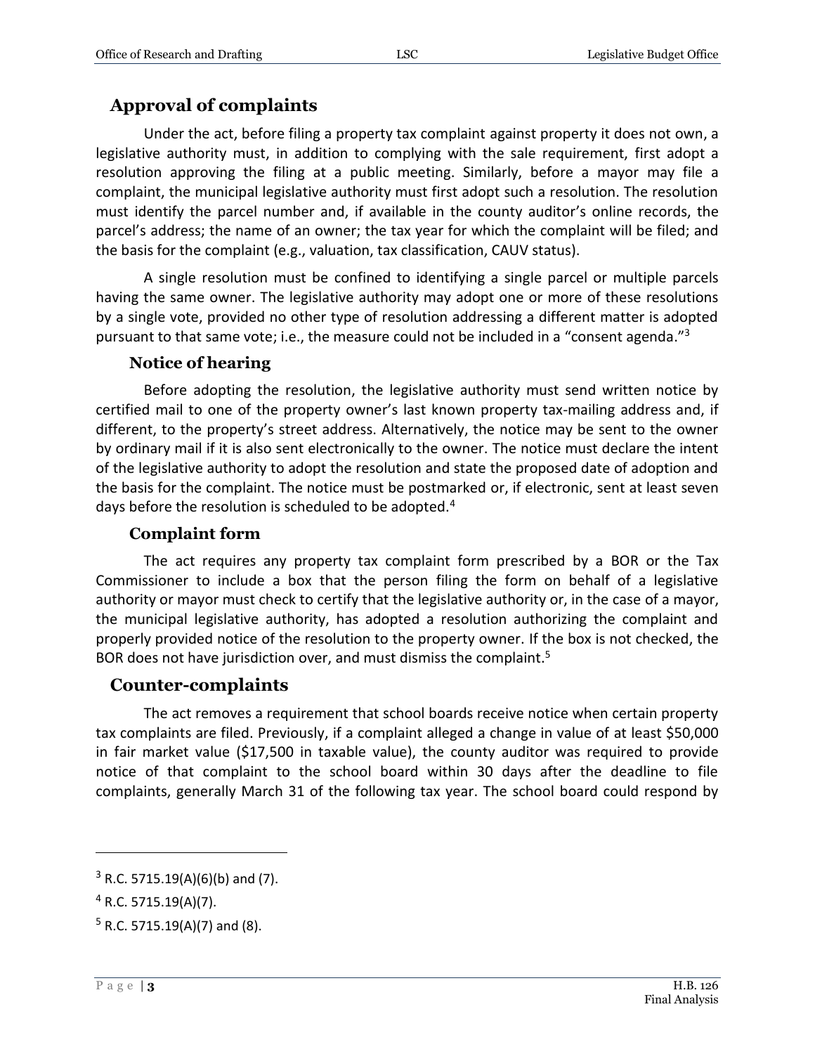## Approval of complaints

Under the act, before filing a property tax complaint against property it does not own, a legislative authority must, in addition to complying with the sale requirement, first adopt a resolution approving the filing at a public meeting. Similarly, before a mayor may file a complaint, the municipal legislative authority must first adopt such a resolution. The resolution must identify the parcel number and, if available in the county auditor's online records, the parcel's address; the name of an owner; the tax year for which the complaint will be filed; and the basis for the complaint (e.g., valuation, tax classification, CAUV status).

A single resolution must be confined to identifying a single parcel or multiple parcels having the same owner. The legislative authority may adopt one or more of these resolutions by a single vote, provided no other type of resolution addressing a different matter is adopted pursuant to that same vote; i.e., the measure could not be included in a "consent agenda."[3]

### Notice of hearing

Before adopting the resolution, the legislative authority must send written notice by certified mail to one of the property owner's last known property tax-mailing address and, if different, to the property's street address. Alternatively, the notice may be sent to the owner by ordinary mail if it is also sent electronically to the owner. The notice must declare the intent of the legislative authority to adopt the resolution and state the proposed date of adoption and the basis for the complaint. The notice must be postmarked or, if electronic, sent at least seven days before the resolution is scheduled to be adopted.[4]

### Complaint form

The act requires any property tax complaint form prescribed by a BOR or the Tax Commissioner to include a box that the person filing the form on behalf of a legislative authority or mayor must check to certify that the legislative authority or, in the case of a mayor, the municipal legislative authority, has adopted a resolution authorizing the complaint and properly provided notice of the resolution to the property owner. If the box is not checked, the BOR does not have jurisdiction over, and must dismiss the complaint.[5]

## Counter-complaints

The act removes a requirement that school boards receive notice when certain property tax complaints are filed. Previously, if a complaint alleged a change in value of at least $50,000 in fair market value ($17,500 in taxable value), the county auditor was required to provide notice of that complaint to the school board within 30 days after the deadline to file complaints, generally March 31 of the following tax year. The school board could respond by

---

[3] R.C. 5715.19(A)(6)(b) and (7).

[4] R.C. 5715.19(A)(7).

[5] R.C. 5715.19(A)(7) and (8).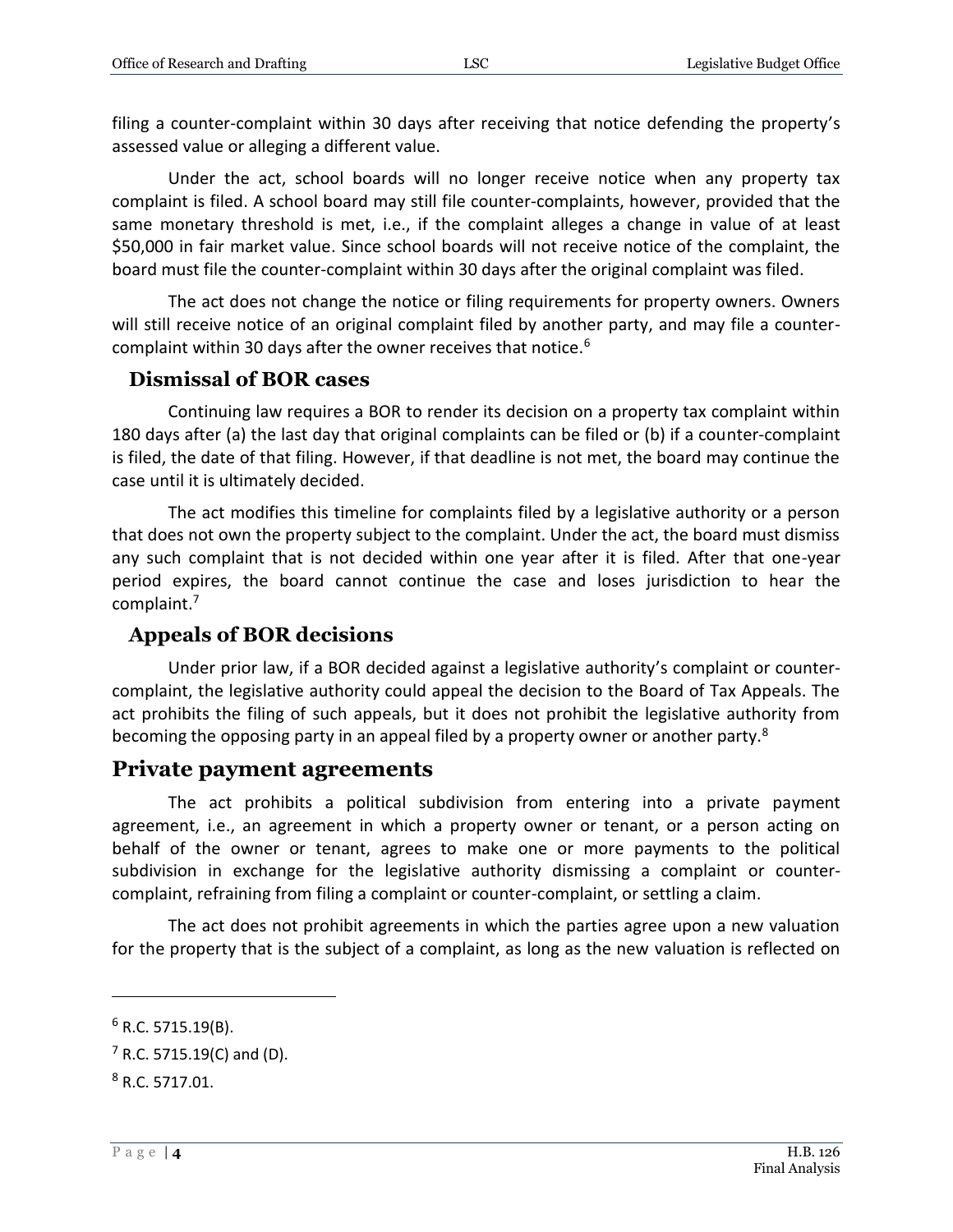filing a counter-complaint within 30 days after receiving that notice defending the property's assessed value or alleging a different value.

Under the act, school boards will no longer receive notice when any property tax complaint is filed. A school board may still file counter-complaints, however, provided that the same monetary threshold is met, i.e., if the complaint alleges a change in value of at least $50,000 in fair market value. Since school boards will not receive notice of the complaint, the board must file the counter-complaint within 30 days after the original complaint was filed.

The act does not change the notice or filing requirements for property owners. Owners will still receive notice of an original complaint filed by another party, and may file a counter-complaint within 30 days after the owner receives that notice.[6]

### Dismissal of BOR cases

Continuing law requires a BOR to render its decision on a property tax complaint within 180 days after (a) the last day that original complaints can be filed or (b) if a counter-complaint is filed, the date of that filing. However, if that deadline is not met, the board may continue the case until it is ultimately decided.

The act modifies this timeline for complaints filed by a legislative authority or a person that does not own the property subject to the complaint. Under the act, the board must dismiss any such complaint that is not decided within one year after it is filed. After that one-year period expires, the board cannot continue the case and loses jurisdiction to hear the complaint.[7]

### Appeals of BOR decisions

Under prior law, if a BOR decided against a legislative authority's complaint or counter-complaint, the legislative authority could appeal the decision to the Board of Tax Appeals. The act prohibits the filing of such appeals, but it does not prohibit the legislative authority from becoming the opposing party in an appeal filed by a property owner or another party.[8]

## Private payment agreements

The act prohibits a political subdivision from entering into a private payment agreement, i.e., an agreement in which a property owner or tenant, or a person acting on behalf of the owner or tenant, agrees to make one or more payments to the political subdivision in exchange for the legislative authority dismissing a complaint or counter-complaint, refraining from filing a complaint or counter-complaint, or settling a claim.

The act does not prohibit agreements in which the parties agree upon a new valuation for the property that is the subject of a complaint, as long as the new valuation is reflected on

---

[6] R.C. 5715.19(B).

[7] R.C. 5715.19(C) and (D).

[8] R.C. 5717.01.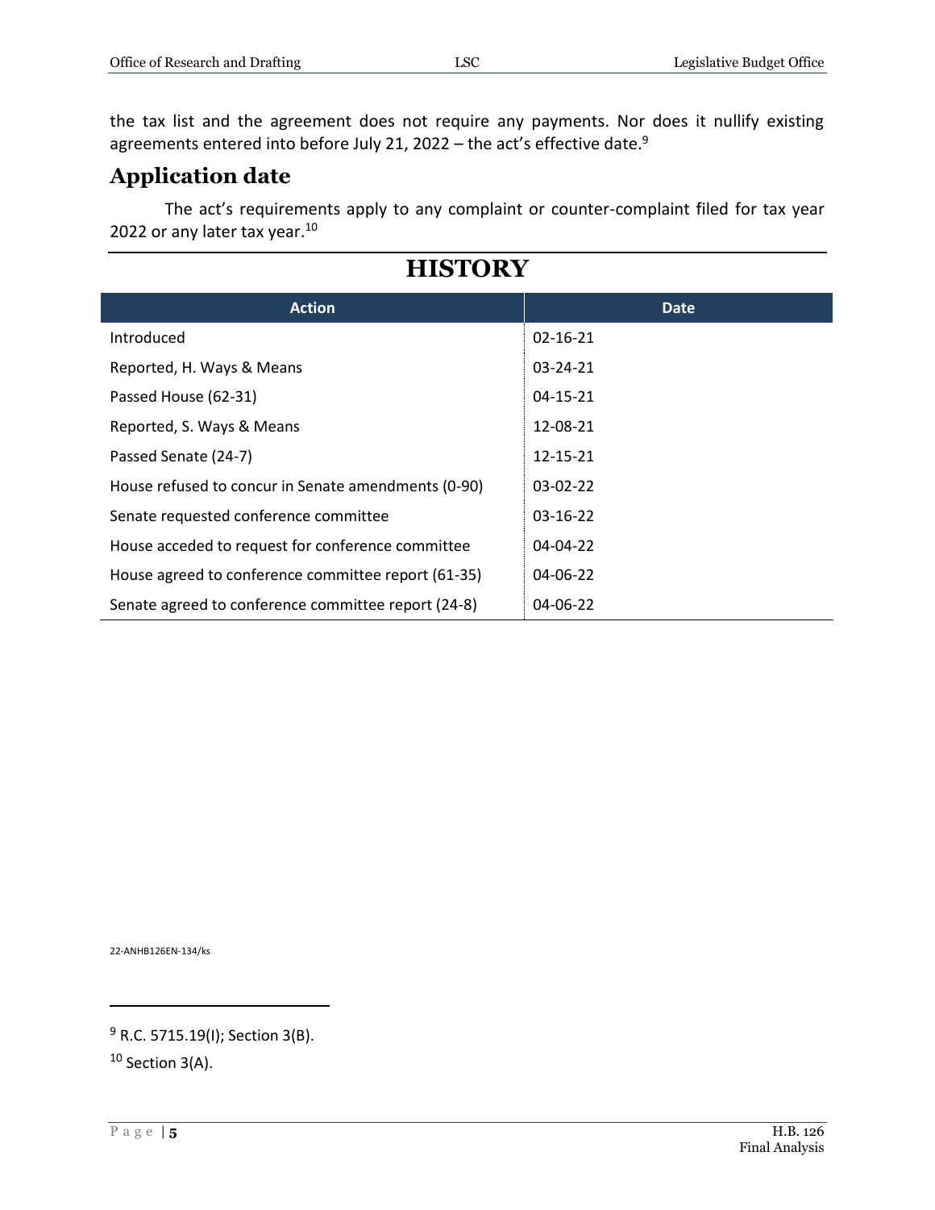the tax list and the agreement does not require any payments. Nor does it nullify existing agreements entered into before July 21, 2022 – the act's effective date.[9]

## Application date

The act's requirements apply to any complaint or counter-complaint filed for tax year 2022 or any later tax year.[10]

# HISTORY

| Action | Date |
|---|---|
| Introduced | 02-16-21 |
| Reported, H. Ways & Means | 03-24-21 |
| Passed House (62-31) | 04-15-21 |
| Reported, S. Ways & Means | 12-08-21 |
| Passed Senate (24-7) | 12-15-21 |
| House refused to concur in Senate amendments (0-90) | 03-02-22 |
| Senate requested conference committee | 03-16-22 |
| House acceded to request for conference committee | 04-04-22 |
| House agreed to conference committee report (61-35) | 04-06-22 |
| Senate agreed to conference committee report (24-8) | 04-06-22 |

22-ANHB126EN-134/ks

[9] R.C. 5715.19(I); Section 3(B).

[10] Section 3(A).